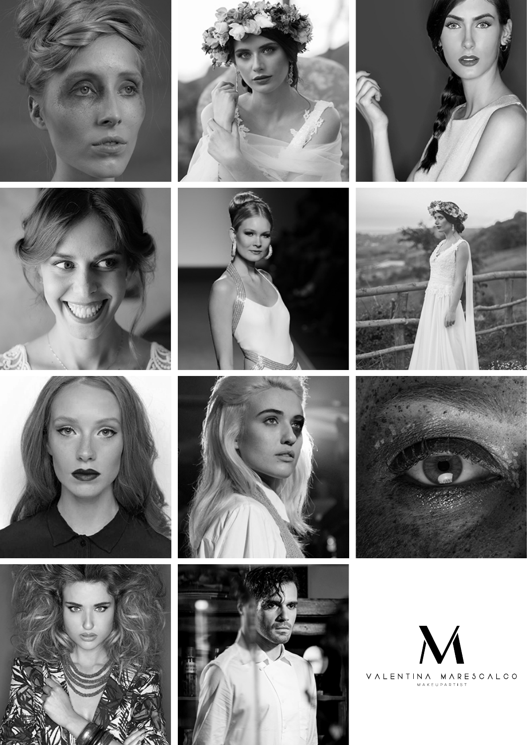VALENTINA MARESCALCO

MAKEUPARTIST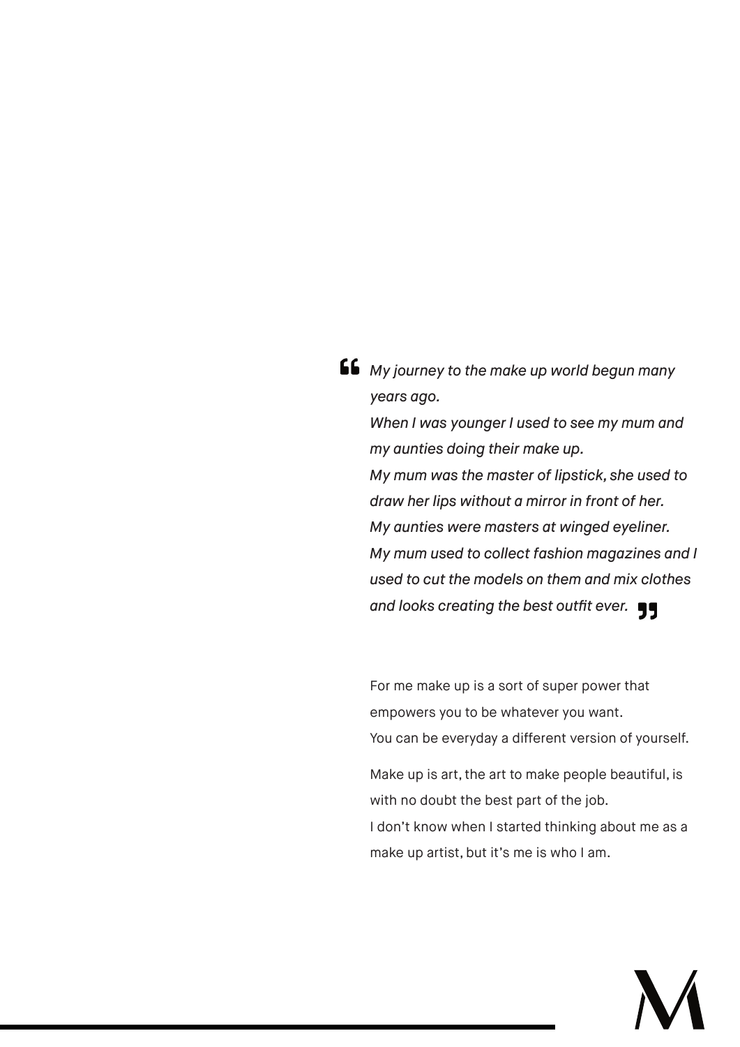> *My journey to the make up world begun many years ago.*
> *When I was younger I used to see my mum and my aunties doing their make up.*
> *My mum was the master of lipstick, she used to draw her lips without a mirror in front of her.*
> *My aunties were masters at winged eyeliner.*
> *My mum used to collect fashion magazines and I used to cut the models on them and mix clothes and looks creating the best outfit ever.*

For me make up is a sort of super power that empowers you to be whatever you want.
You can be everyday a different version of yourself.

Make up is art, the art to make people beautiful, is with no doubt the best part of the job.
I don't know when I started thinking about me as a make up artist, but it's me is who I am.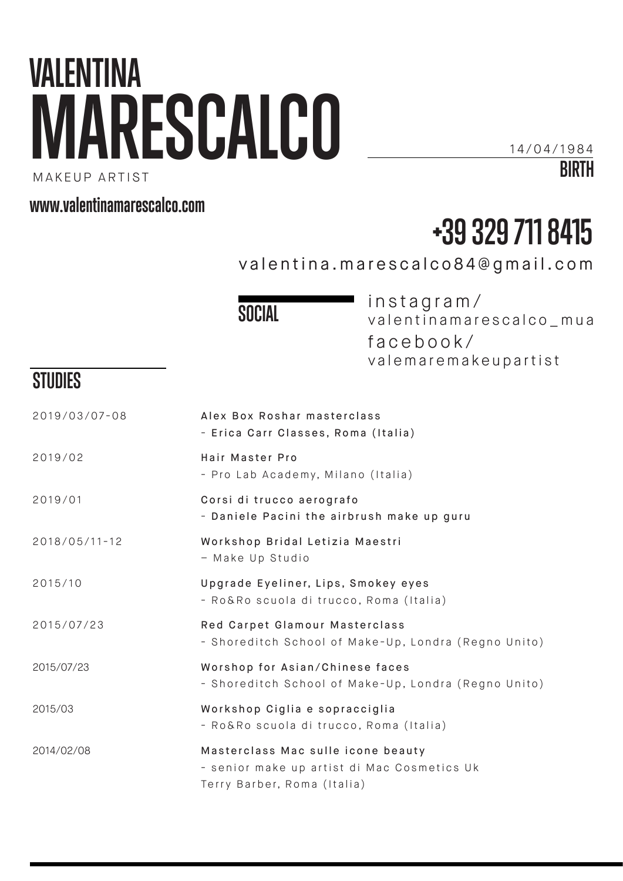# VALENTINA MARESCALCO

MAKEUP ARTIST

**www.valentinamarescalco.com**

14/04/1984
**BIRTH**

**+39 329 711 8415**

valentina.marescalco84@gmail.com

## SOCIAL

instagram/
valentinamarescalco_mua

facebook/
valemaremakeupartist

## STUDIES

| | |
|---|---|
| 2019/03/07-08 | Alex Box Roshar masterclass<br>- Erica Carr Classes, Roma (Italia) |
| 2019/02 | Hair Master Pro<br>- Pro Lab Academy, Milano (Italia) |
| 2019/01 | Corsi di trucco aerografo<br>- Daniele Pacini the airbrush make up guru |
| 2018/05/11-12 | Workshop Bridal Letizia Maestri<br>– Make Up Studio |
| 2015/10 | Upgrade Eyeliner, Lips, Smokey eyes<br>- Ro&Ro scuola di trucco, Roma (Italia) |
| 2015/07/23 | Red Carpet Glamour Masterclass<br>- Shoreditch School of Make-Up, Londra (Regno Unito) |
| 2015/07/23 | Worshop for Asian/Chinese faces<br>- Shoreditch School of Make-Up, Londra (Regno Unito) |
| 2015/03 | Workshop Ciglia e sopracciglia<br>- Ro&Ro scuola di trucco, Roma (Italia) |
| 2014/02/08 | Masterclass Mac sulle icone beauty<br>- senior make up artist di Mac Cosmetics Uk<br>Terry Barber, Roma (Italia) |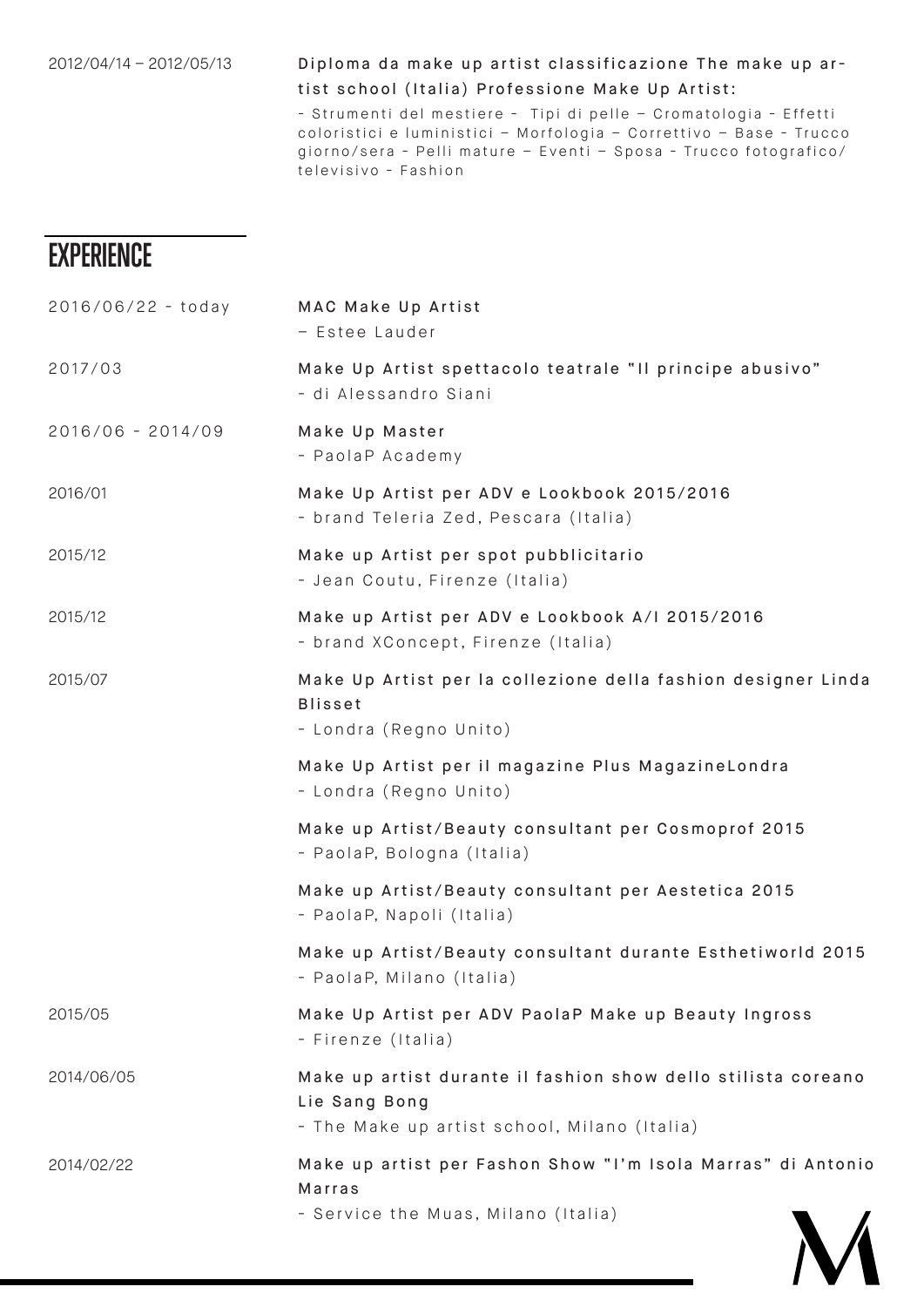2012/04/14 – 2012/05/13

**Diploma da make up artist classificazione The make up artist school (Italia) Professione Make Up Artist:**

- Strumenti del mestiere - Tipi di pelle – Cromatologia - Effetti coloristici e luministici – Morfologia – Correttivo – Base - Trucco giorno/sera - Pelli mature – Eventi – Sposa - Trucco fotografico/televisivo - Fashion

## EXPERIENCE

2016/06/22 - today

**MAC Make Up Artist**
– Estee Lauder

2017/03

**Make Up Artist spettacolo teatrale "Il principe abusivo"**
- di Alessandro Siani

2016/06 - 2014/09

**Make Up Master**
- PaolaP Academy

2016/01

**Make Up Artist per ADV e Lookbook 2015/2016**
- brand Teleria Zed, Pescara (Italia)

2015/12

**Make up Artist per spot pubblicitario**
- Jean Coutu, Firenze (Italia)

2015/12

**Make up Artist per ADV e Lookbook A/I 2015/2016**
- brand XConcept, Firenze (Italia)

2015/07

**Make Up Artist per la collezione della fashion designer Linda Blisset**
- Londra (Regno Unito)

**Make Up Artist per il magazine Plus MagazineLondra**
- Londra (Regno Unito)

**Make up Artist/Beauty consultant per Cosmoprof 2015**
- PaolaP, Bologna (Italia)

**Make up Artist/Beauty consultant per Aestetica 2015**
- PaolaP, Napoli (Italia)

**Make up Artist/Beauty consultant durante Esthetiworld 2015**
- PaolaP, Milano (Italia)

2015/05

**Make Up Artist per ADV PaolaP Make up Beauty Ingross**
- Firenze (Italia)

2014/06/05

**Make up artist durante il fashion show dello stilista coreano Lie Sang Bong**
- The Make up artist school, Milano (Italia)

2014/02/22

**Make up artist per Fashon Show "I'm Isola Marras" di Antonio Marras**
- Service the Muas, Milano (Italia)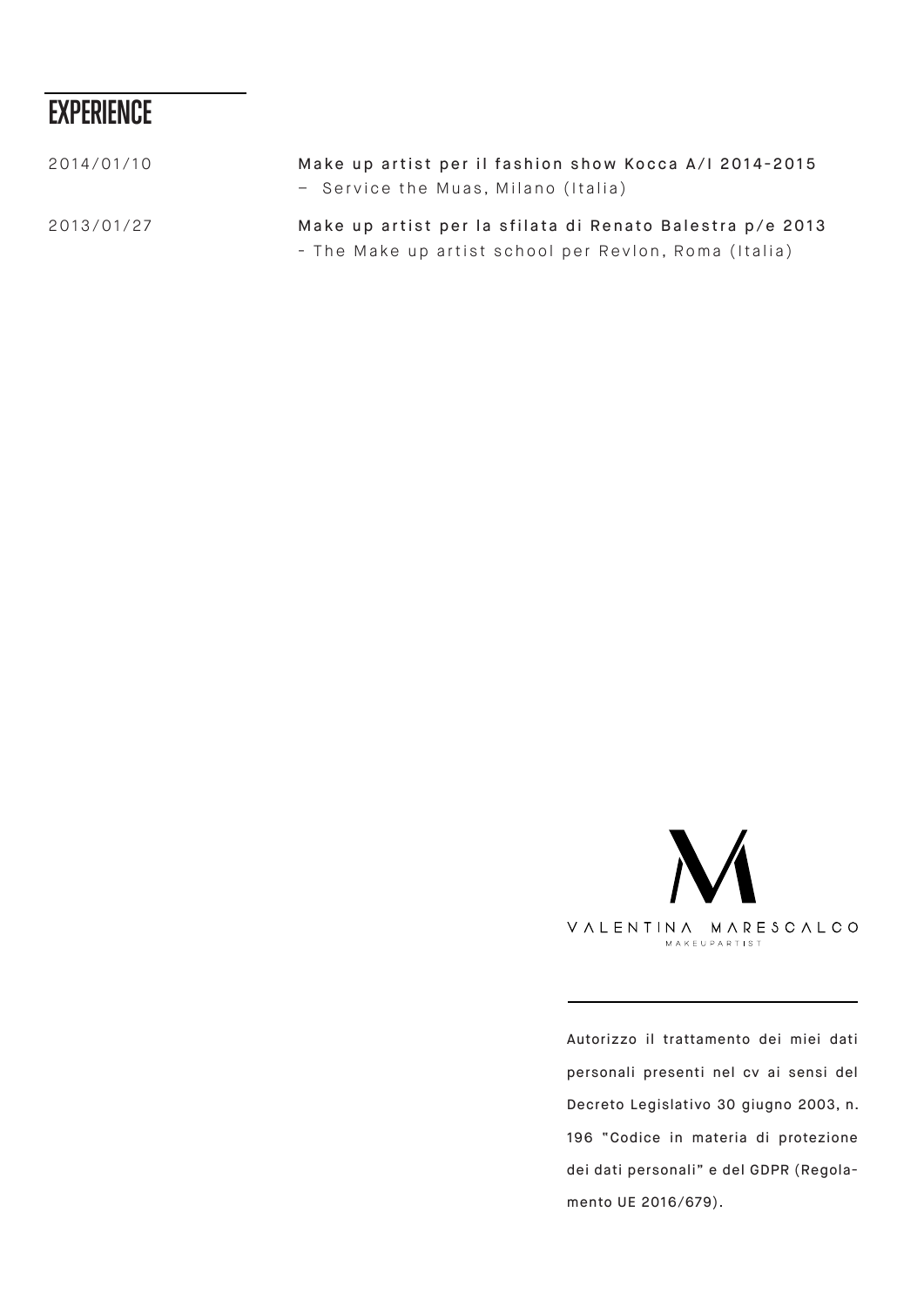## EXPERIENCE

2014/01/10 — **Make up artist per il fashion show Kocca A/I 2014-2015**
– Service the Muas, Milano (Italia)

2013/01/27 — **Make up artist per la sfilata di Renato Balestra p/e 2013**
- The Make up artist school per Revlon, Roma (Italia)

VALENTINA MARESCALCO
MAKEUPARTIST

Autorizzo il trattamento dei miei dati personali presenti nel cv ai sensi del Decreto Legislativo 30 giugno 2003, n. 196 "Codice in materia di protezione dei dati personali" e del GDPR (Regolamento UE 2016/679).